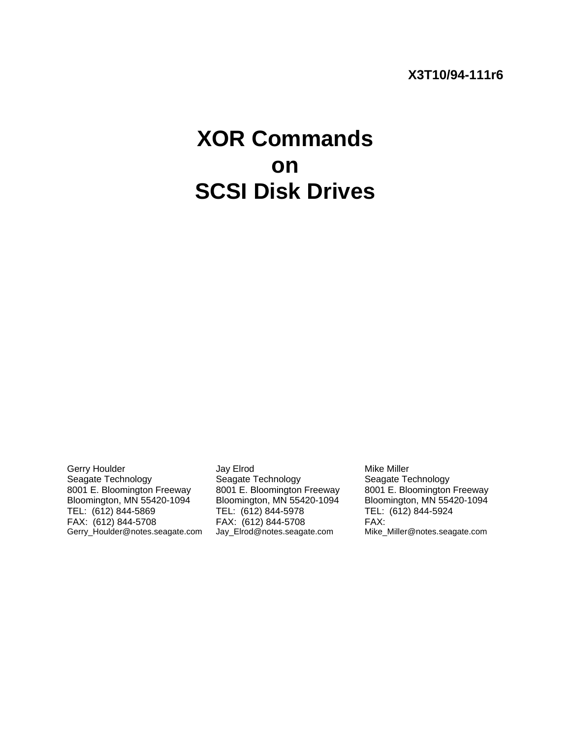**X3T10/94-111r6**

# XOR Commands on SCSI Disk Drives

| | | |
|---|---|---|
| Gerry Houlder | Jay Elrod | Mike Miller |
| Seagate Technology | Seagate Technology | Seagate Technology |
| 8001 E. Bloomington Freeway | 8001 E. Bloomington Freeway | 8001 E. Bloomington Freeway |
| Bloomington, MN 55420-1094 | Bloomington, MN 55420-1094 | Bloomington, MN 55420-1094 |
| TEL: (612) 844-5869 | TEL: (612) 844-5978 | TEL: (612) 844-5924 |
| FAX: (612) 844-5708 | FAX: (612) 844-5708 | FAX: |
| Gerry_Houlder@notes.seagate.com | Jay_Elrod@notes.seagate.com | Mike_Miller@notes.seagate.com |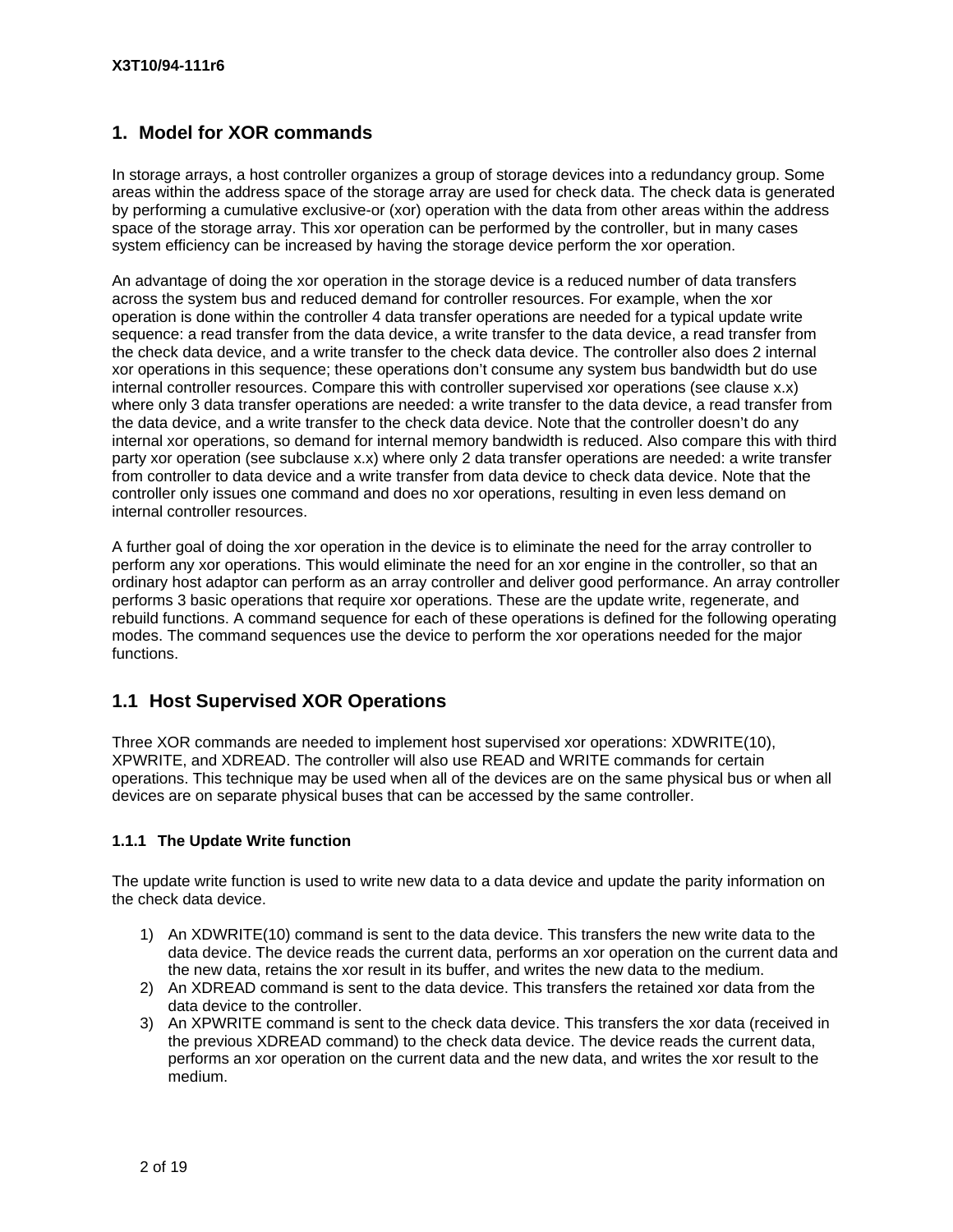# 1. Model for XOR commands

In storage arrays, a host controller organizes a group of storage devices into a redundancy group. Some areas within the address space of the storage array are used for check data. The check data is generated by performing a cumulative exclusive-or (xor) operation with the data from other areas within the address space of the storage array. This xor operation can be performed by the controller, but in many cases system efficiency can be increased by having the storage device perform the xor operation.

An advantage of doing the xor operation in the storage device is a reduced number of data transfers across the system bus and reduced demand for controller resources. For example, when the xor operation is done within the controller 4 data transfer operations are needed for a typical update write sequence: a read transfer from the data device, a write transfer to the data device, a read transfer from the check data device, and a write transfer to the check data device. The controller also does 2 internal xor operations in this sequence; these operations don't consume any system bus bandwidth but do use internal controller resources. Compare this with controller supervised xor operations (see clause x.x) where only 3 data transfer operations are needed: a write transfer to the data device, a read transfer from the data device, and a write transfer to the check data device. Note that the controller doesn't do any internal xor operations, so demand for internal memory bandwidth is reduced. Also compare this with third party xor operation (see subclause x.x) where only 2 data transfer operations are needed: a write transfer from controller to data device and a write transfer from data device to check data device. Note that the controller only issues one command and does no xor operations, resulting in even less demand on internal controller resources.

A further goal of doing the xor operation in the device is to eliminate the need for the array controller to perform any xor operations. This would eliminate the need for an xor engine in the controller, so that an ordinary host adaptor can perform as an array controller and deliver good performance. An array controller performs 3 basic operations that require xor operations. These are the update write, regenerate, and rebuild functions. A command sequence for each of these operations is defined for the following operating modes. The command sequences use the device to perform the xor operations needed for the major functions.

## 1.1 Host Supervised XOR Operations

Three XOR commands are needed to implement host supervised xor operations: XDWRITE(10), XPWRITE, and XDREAD. The controller will also use READ and WRITE commands for certain operations. This technique may be used when all of the devices are on the same physical bus or when all devices are on separate physical buses that can be accessed by the same controller.

### 1.1.1 The Update Write function

The update write function is used to write new data to a data device and update the parity information on the check data device.

1) An XDWRITE(10) command is sent to the data device. This transfers the new write data to the data device. The device reads the current data, performs an xor operation on the current data and the new data, retains the xor result in its buffer, and writes the new data to the medium.
2) An XDREAD command is sent to the data device. This transfers the retained xor data from the data device to the controller.
3) An XPWRITE command is sent to the check data device. This transfers the xor data (received in the previous XDREAD command) to the check data device. The device reads the current data, performs an xor operation on the current data and the new data, and writes the xor result to the medium.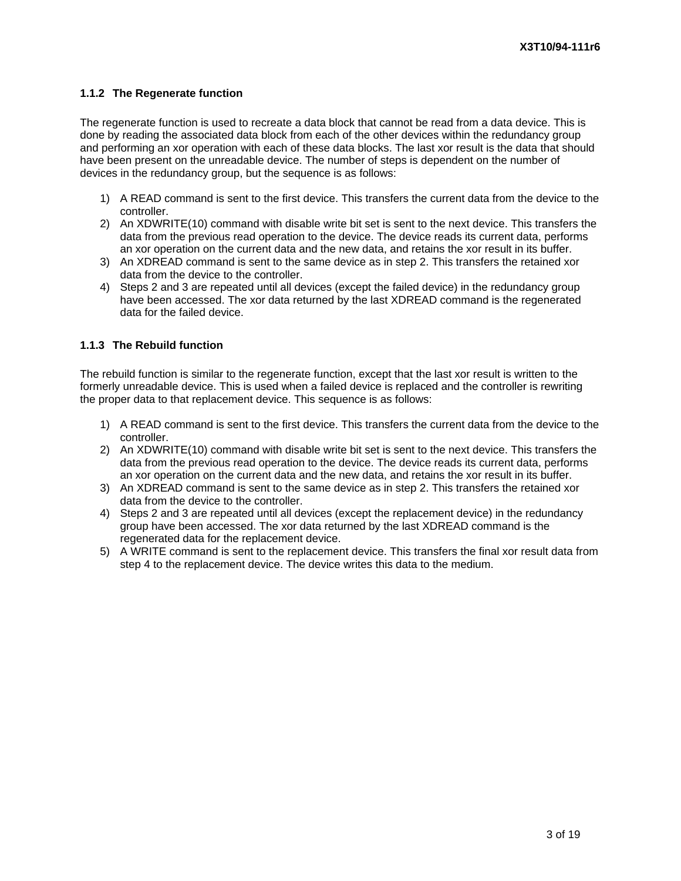### 1.1.2 The Regenerate function

The regenerate function is used to recreate a data block that cannot be read from a data device. This is done by reading the associated data block from each of the other devices within the redundancy group and performing an xor operation with each of these data blocks. The last xor result is the data that should have been present on the unreadable device. The number of steps is dependent on the number of devices in the redundancy group, but the sequence is as follows:

1) A READ command is sent to the first device. This transfers the current data from the device to the controller.
2) An XDWRITE(10) command with disable write bit set is sent to the next device. This transfers the data from the previous read operation to the device. The device reads its current data, performs an xor operation on the current data and the new data, and retains the xor result in its buffer.
3) An XDREAD command is sent to the same device as in step 2. This transfers the retained xor data from the device to the controller.
4) Steps 2 and 3 are repeated until all devices (except the failed device) in the redundancy group have been accessed. The xor data returned by the last XDREAD command is the regenerated data for the failed device.

### 1.1.3 The Rebuild function

The rebuild function is similar to the regenerate function, except that the last xor result is written to the formerly unreadable device. This is used when a failed device is replaced and the controller is rewriting the proper data to that replacement device. This sequence is as follows:

1) A READ command is sent to the first device. This transfers the current data from the device to the controller.
2) An XDWRITE(10) command with disable write bit set is sent to the next device. This transfers the data from the previous read operation to the device. The device reads its current data, performs an xor operation on the current data and the new data, and retains the xor result in its buffer.
3) An XDREAD command is sent to the same device as in step 2. This transfers the retained xor data from the device to the controller.
4) Steps 2 and 3 are repeated until all devices (except the replacement device) in the redundancy group have been accessed. The xor data returned by the last XDREAD command is the regenerated data for the replacement device.
5) A WRITE command is sent to the replacement device. This transfers the final xor result data from step 4 to the replacement device. The device writes this data to the medium.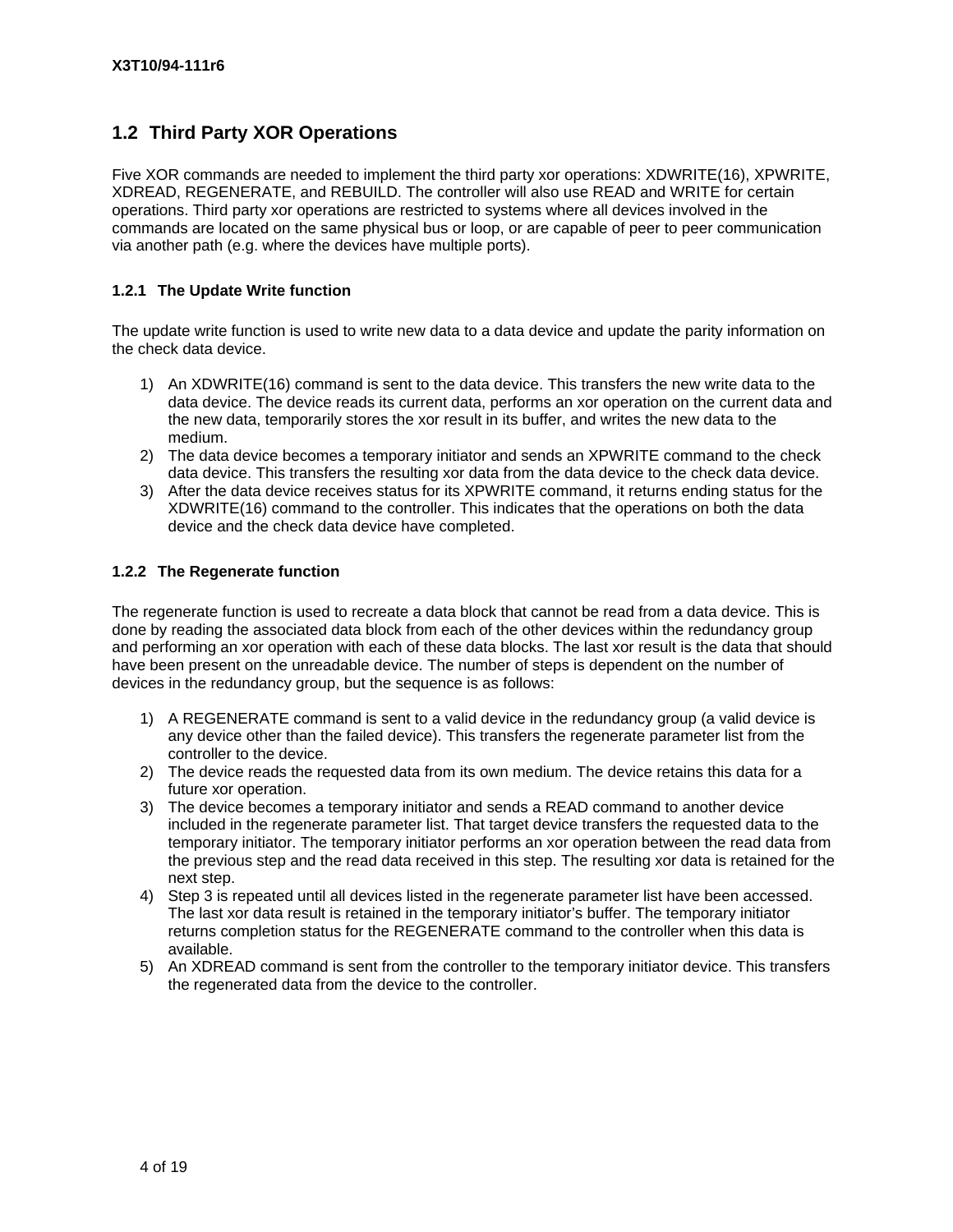## 1.2 Third Party XOR Operations

Five XOR commands are needed to implement the third party xor operations: XDWRITE(16), XPWRITE, XDREAD, REGENERATE, and REBUILD. The controller will also use READ and WRITE for certain operations. Third party xor operations are restricted to systems where all devices involved in the commands are located on the same physical bus or loop, or are capable of peer to peer communication via another path (e.g. where the devices have multiple ports).

### 1.2.1 The Update Write function

The update write function is used to write new data to a data device and update the parity information on the check data device.

1) An XDWRITE(16) command is sent to the data device. This transfers the new write data to the data device. The device reads its current data, performs an xor operation on the current data and the new data, temporarily stores the xor result in its buffer, and writes the new data to the medium.
2) The data device becomes a temporary initiator and sends an XPWRITE command to the check data device. This transfers the resulting xor data from the data device to the check data device.
3) After the data device receives status for its XPWRITE command, it returns ending status for the XDWRITE(16) command to the controller. This indicates that the operations on both the data device and the check data device have completed.

### 1.2.2 The Regenerate function

The regenerate function is used to recreate a data block that cannot be read from a data device. This is done by reading the associated data block from each of the other devices within the redundancy group and performing an xor operation with each of these data blocks. The last xor result is the data that should have been present on the unreadable device. The number of steps is dependent on the number of devices in the redundancy group, but the sequence is as follows:

1) A REGENERATE command is sent to a valid device in the redundancy group (a valid device is any device other than the failed device). This transfers the regenerate parameter list from the controller to the device.
2) The device reads the requested data from its own medium. The device retains this data for a future xor operation.
3) The device becomes a temporary initiator and sends a READ command to another device included in the regenerate parameter list. That target device transfers the requested data to the temporary initiator. The temporary initiator performs an xor operation between the read data from the previous step and the read data received in this step. The resulting xor data is retained for the next step.
4) Step 3 is repeated until all devices listed in the regenerate parameter list have been accessed. The last xor data result is retained in the temporary initiator's buffer. The temporary initiator returns completion status for the REGENERATE command to the controller when this data is available.
5) An XDREAD command is sent from the controller to the temporary initiator device. This transfers the regenerated data from the device to the controller.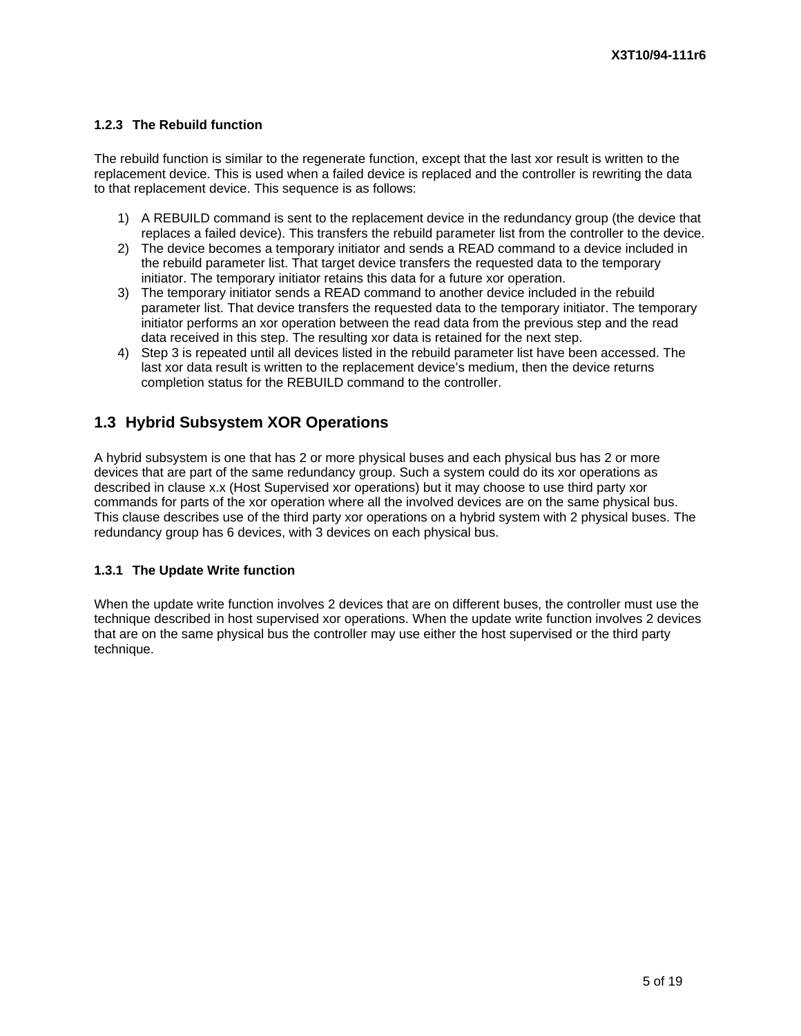### 1.2.3 The Rebuild function

The rebuild function is similar to the regenerate function, except that the last xor result is written to the replacement device. This is used when a failed device is replaced and the controller is rewriting the data to that replacement device. This sequence is as follows:

1) A REBUILD command is sent to the replacement device in the redundancy group (the device that replaces a failed device). This transfers the rebuild parameter list from the controller to the device.
2) The device becomes a temporary initiator and sends a READ command to a device included in the rebuild parameter list. That target device transfers the requested data to the temporary initiator. The temporary initiator retains this data for a future xor operation.
3) The temporary initiator sends a READ command to another device included in the rebuild parameter list. That device transfers the requested data to the temporary initiator. The temporary initiator performs an xor operation between the read data from the previous step and the read data received in this step. The resulting xor data is retained for the next step.
4) Step 3 is repeated until all devices listed in the rebuild parameter list have been accessed. The last xor data result is written to the replacement device's medium, then the device returns completion status for the REBUILD command to the controller.

## 1.3 Hybrid Subsystem XOR Operations

A hybrid subsystem is one that has 2 or more physical buses and each physical bus has 2 or more devices that are part of the same redundancy group. Such a system could do its xor operations as described in clause x.x (Host Supervised xor operations) but it may choose to use third party xor commands for parts of the xor operation where all the involved devices are on the same physical bus. This clause describes use of the third party xor operations on a hybrid system with 2 physical buses. The redundancy group has 6 devices, with 3 devices on each physical bus.

### 1.3.1 The Update Write function

When the update write function involves 2 devices that are on different buses, the controller must use the technique described in host supervised xor operations. When the update write function involves 2 devices that are on the same physical bus the controller may use either the host supervised or the third party technique.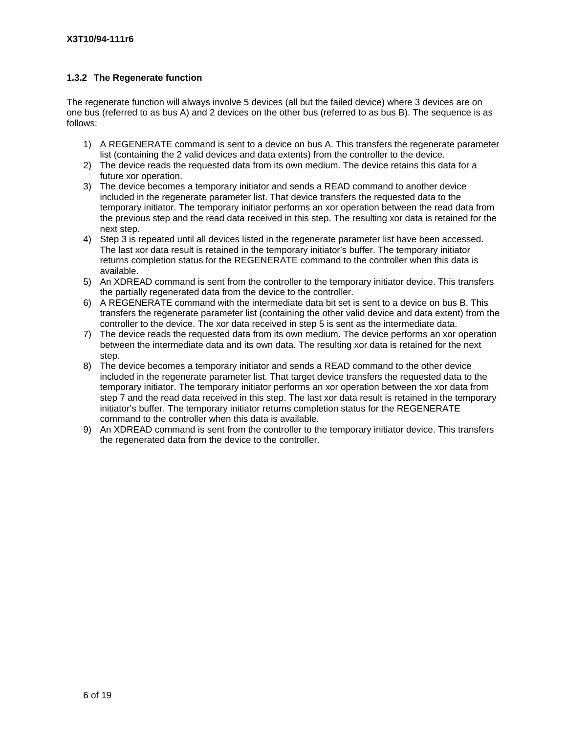### 1.3.2 The Regenerate function

The regenerate function will always involve 5 devices (all but the failed device) where 3 devices are on one bus (referred to as bus A) and 2 devices on the other bus (referred to as bus B). The sequence is as follows:

1) A REGENERATE command is sent to a device on bus A. This transfers the regenerate parameter list (containing the 2 valid devices and data extents) from the controller to the device.
2) The device reads the requested data from its own medium. The device retains this data for a future xor operation.
3) The device becomes a temporary initiator and sends a READ command to another device included in the regenerate parameter list. That device transfers the requested data to the temporary initiator. The temporary initiator performs an xor operation between the read data from the previous step and the read data received in this step. The resulting xor data is retained for the next step.
4) Step 3 is repeated until all devices listed in the regenerate parameter list have been accessed. The last xor data result is retained in the temporary initiator's buffer. The temporary initiator returns completion status for the REGENERATE command to the controller when this data is available.
5) An XDREAD command is sent from the controller to the temporary initiator device. This transfers the partially regenerated data from the device to the controller.
6) A REGENERATE command with the intermediate data bit set is sent to a device on bus B. This transfers the regenerate parameter list (containing the other valid device and data extent) from the controller to the device. The xor data received in step 5 is sent as the intermediate data.
7) The device reads the requested data from its own medium. The device performs an xor operation between the intermediate data and its own data. The resulting xor data is retained for the next step.
8) The device becomes a temporary initiator and sends a READ command to the other device included in the regenerate parameter list. That target device transfers the requested data to the temporary initiator. The temporary initiator performs an xor operation between the xor data from step 7 and the read data received in this step. The last xor data result is retained in the temporary initiator's buffer. The temporary initiator returns completion status for the REGENERATE command to the controller when this data is available.
9) An XDREAD command is sent from the controller to the temporary initiator device. This transfers the regenerated data from the device to the controller.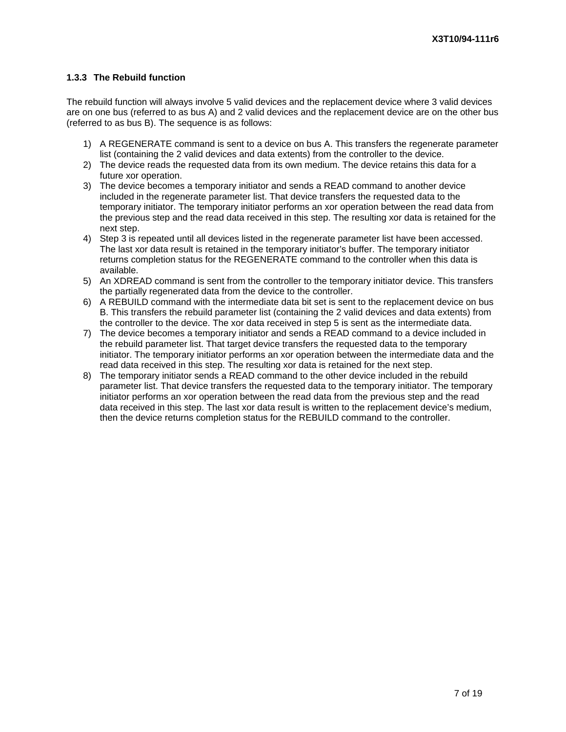### 1.3.3 The Rebuild function

The rebuild function will always involve 5 valid devices and the replacement device where 3 valid devices are on one bus (referred to as bus A) and 2 valid devices and the replacement device are on the other bus (referred to as bus B). The sequence is as follows:

1) A REGENERATE command is sent to a device on bus A. This transfers the regenerate parameter list (containing the 2 valid devices and data extents) from the controller to the device.
2) The device reads the requested data from its own medium. The device retains this data for a future xor operation.
3) The device becomes a temporary initiator and sends a READ command to another device included in the regenerate parameter list. That device transfers the requested data to the temporary initiator. The temporary initiator performs an xor operation between the read data from the previous step and the read data received in this step. The resulting xor data is retained for the next step.
4) Step 3 is repeated until all devices listed in the regenerate parameter list have been accessed. The last xor data result is retained in the temporary initiator's buffer. The temporary initiator returns completion status for the REGENERATE command to the controller when this data is available.
5) An XDREAD command is sent from the controller to the temporary initiator device. This transfers the partially regenerated data from the device to the controller.
6) A REBUILD command with the intermediate data bit set is sent to the replacement device on bus B. This transfers the rebuild parameter list (containing the 2 valid devices and data extents) from the controller to the device. The xor data received in step 5 is sent as the intermediate data.
7) The device becomes a temporary initiator and sends a READ command to a device included in the rebuild parameter list. That target device transfers the requested data to the temporary initiator. The temporary initiator performs an xor operation between the intermediate data and the read data received in this step. The resulting xor data is retained for the next step.
8) The temporary initiator sends a READ command to the other device included in the rebuild parameter list. That device transfers the requested data to the temporary initiator. The temporary initiator performs an xor operation between the read data from the previous step and the read data received in this step. The last xor data result is written to the replacement device's medium, then the device returns completion status for the REBUILD command to the controller.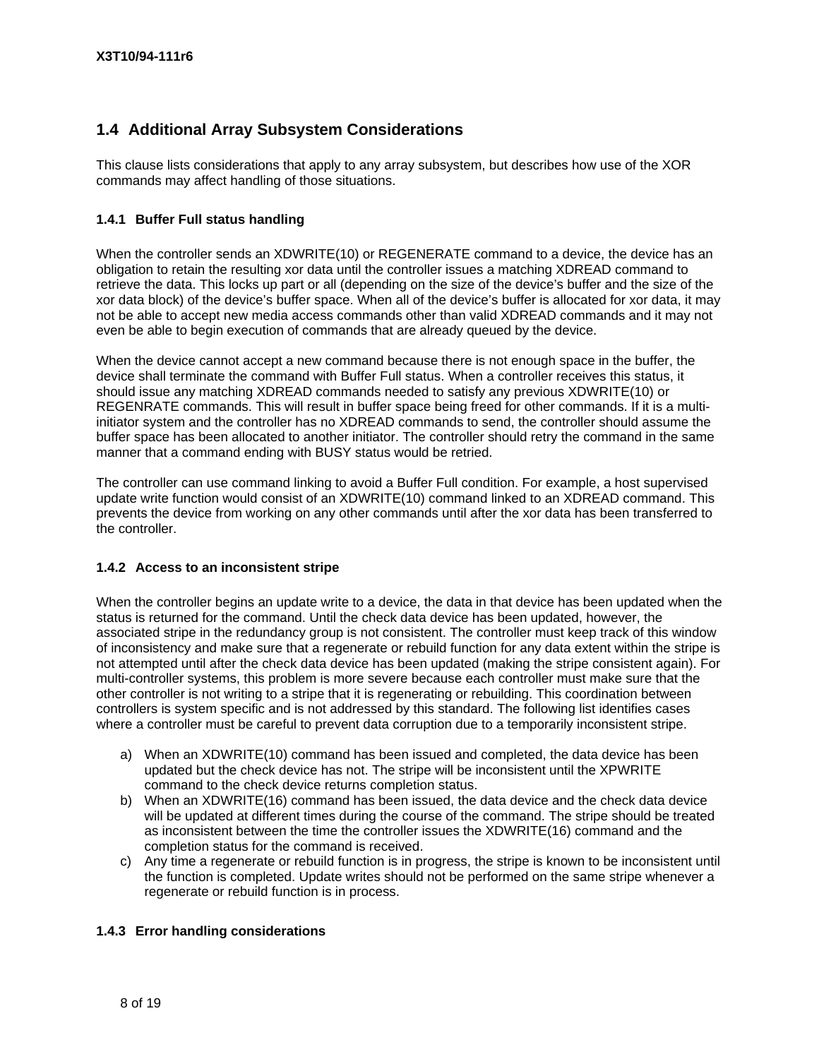## 1.4 Additional Array Subsystem Considerations

This clause lists considerations that apply to any array subsystem, but describes how use of the XOR commands may affect handling of those situations.

### 1.4.1 Buffer Full status handling

When the controller sends an XDWRITE(10) or REGENERATE command to a device, the device has an obligation to retain the resulting xor data until the controller issues a matching XDREAD command to retrieve the data. This locks up part or all (depending on the size of the device's buffer and the size of the xor data block) of the device's buffer space. When all of the device's buffer is allocated for xor data, it may not be able to accept new media access commands other than valid XDREAD commands and it may not even be able to begin execution of commands that are already queued by the device.

When the device cannot accept a new command because there is not enough space in the buffer, the device shall terminate the command with Buffer Full status. When a controller receives this status, it should issue any matching XDREAD commands needed to satisfy any previous XDWRITE(10) or REGENRATE commands. This will result in buffer space being freed for other commands. If it is a multi-initiator system and the controller has no XDREAD commands to send, the controller should assume the buffer space has been allocated to another initiator. The controller should retry the command in the same manner that a command ending with BUSY status would be retried.

The controller can use command linking to avoid a Buffer Full condition. For example, a host supervised update write function would consist of an XDWRITE(10) command linked to an XDREAD command. This prevents the device from working on any other commands until after the xor data has been transferred to the controller.

### 1.4.2 Access to an inconsistent stripe

When the controller begins an update write to a device, the data in that device has been updated when the status is returned for the command. Until the check data device has been updated, however, the associated stripe in the redundancy group is not consistent. The controller must keep track of this window of inconsistency and make sure that a regenerate or rebuild function for any data extent within the stripe is not attempted until after the check data device has been updated (making the stripe consistent again). For multi-controller systems, this problem is more severe because each controller must make sure that the other controller is not writing to a stripe that it is regenerating or rebuilding. This coordination between controllers is system specific and is not addressed by this standard. The following list identifies cases where a controller must be careful to prevent data corruption due to a temporarily inconsistent stripe.

a) When an XDWRITE(10) command has been issued and completed, the data device has been updated but the check device has not. The stripe will be inconsistent until the XPWRITE command to the check device returns completion status.
b) When an XDWRITE(16) command has been issued, the data device and the check data device will be updated at different times during the course of the command. The stripe should be treated as inconsistent between the time the controller issues the XDWRITE(16) command and the completion status for the command is received.
c) Any time a regenerate or rebuild function is in progress, the stripe is known to be inconsistent until the function is completed. Update writes should not be performed on the same stripe whenever a regenerate or rebuild function is in process.

### 1.4.3 Error handling considerations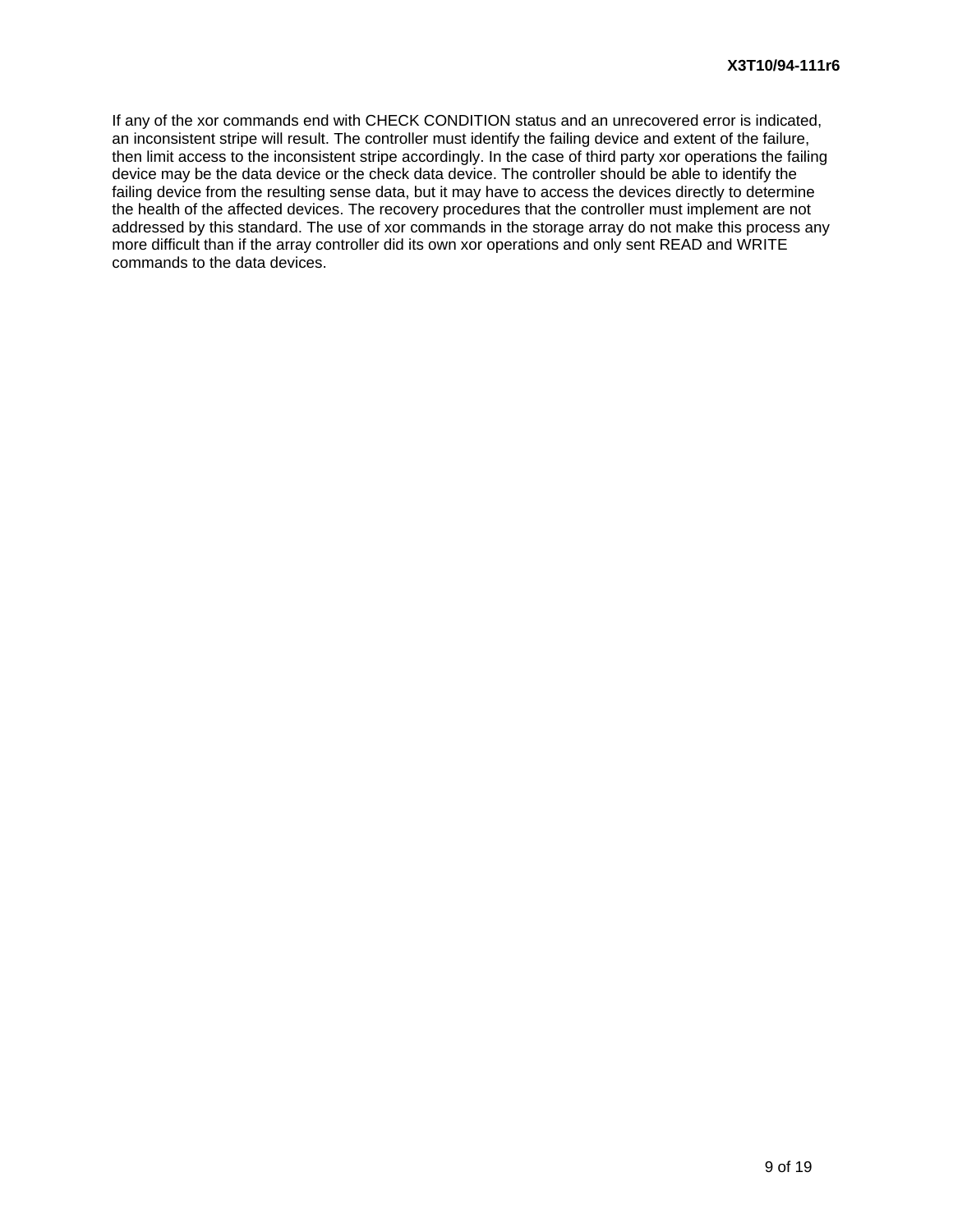If any of the xor commands end with CHECK CONDITION status and an unrecovered error is indicated, an inconsistent stripe will result. The controller must identify the failing device and extent of the failure, then limit access to the inconsistent stripe accordingly. In the case of third party xor operations the failing device may be the data device or the check data device. The controller should be able to identify the failing device from the resulting sense data, but it may have to access the devices directly to determine the health of the affected devices. The recovery procedures that the controller must implement are not addressed by this standard. The use of xor commands in the storage array do not make this process any more difficult than if the array controller did its own xor operations and only sent READ and WRITE commands to the data devices.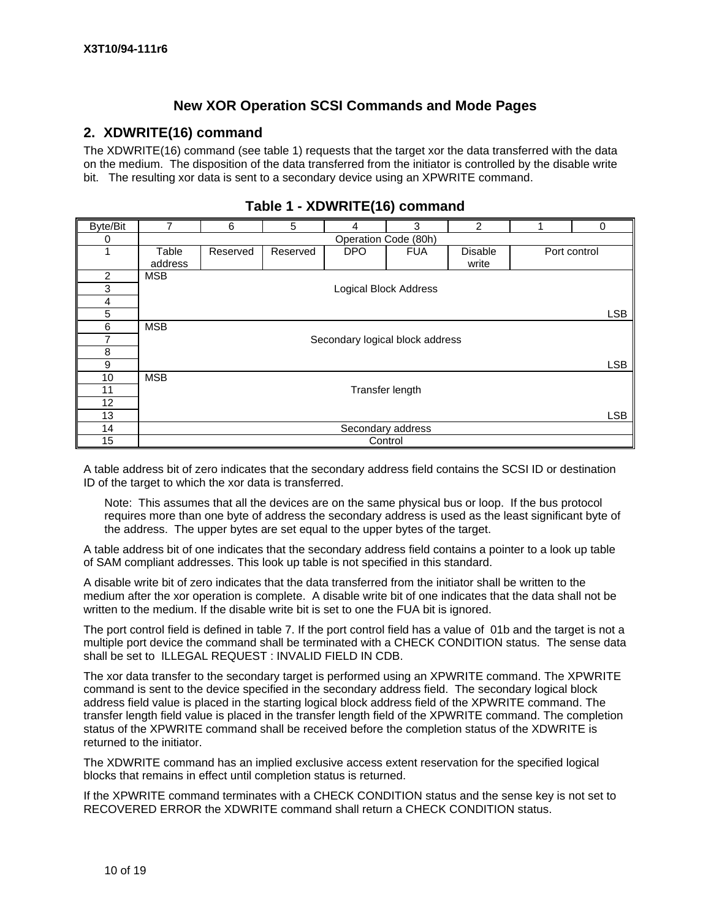# New XOR Operation SCSI Commands and Mode Pages

## 2. XDWRITE(16) command

The XDWRITE(16) command (see table 1) requests that the target xor the data transferred with the data on the medium. The disposition of the data transferred from the initiator is controlled by the disable write bit. The resulting xor data is sent to a secondary device using an XPWRITE command.

**Table 1 - XDWRITE(16) command**

| Byte/Bit | 7 | 6 | 5 | 4 | 3 | 2 | 1 | 0 |
|---|---|---|---|---|---|---|---|---|
| 0 | Operation Code (80h) | | | | | | | |
| 1 | Table address | Reserved | Reserved | DPO | FUA | Disable write | Port control | |
| 2 | MSB | | | | | | | |
| 3 | Logical Block Address | | | | | | | |
| 4 | | | | | | | | |
| 5 | | | | | | | | LSB |
| 6 | MSB | | | | | | | |
| 7 | Secondary logical block address | | | | | | | |
| 8 | | | | | | | | |
| 9 | | | | | | | | LSB |
| 10 | MSB | | | | | | | |
| 11 | Transfer length | | | | | | | |
| 12 | | | | | | | | |
| 13 | | | | | | | | LSB |
| 14 | Secondary address | | | | | | | |
| 15 | Control | | | | | | | |

A table address bit of zero indicates that the secondary address field contains the SCSI ID or destination ID of the target to which the xor data is transferred.

> Note: This assumes that all the devices are on the same physical bus or loop. If the bus protocol requires more than one byte of address the secondary address is used as the least significant byte of the address. The upper bytes are set equal to the upper bytes of the target.

A table address bit of one indicates that the secondary address field contains a pointer to a look up table of SAM compliant addresses. This look up table is not specified in this standard.

A disable write bit of zero indicates that the data transferred from the initiator shall be written to the medium after the xor operation is complete. A disable write bit of one indicates that the data shall not be written to the medium. If the disable write bit is set to one the FUA bit is ignored.

The port control field is defined in table 7. If the port control field has a value of 01b and the target is not a multiple port device the command shall be terminated with a CHECK CONDITION status. The sense data shall be set to ILLEGAL REQUEST : INVALID FIELD IN CDB.

The xor data transfer to the secondary target is performed using an XPWRITE command. The XPWRITE command is sent to the device specified in the secondary address field. The secondary logical block address field value is placed in the starting logical block address field of the XPWRITE command. The transfer length field value is placed in the transfer length field of the XPWRITE command. The completion status of the XPWRITE command shall be received before the completion status of the XDWRITE is returned to the initiator.

The XDWRITE command has an implied exclusive access extent reservation for the specified logical blocks that remains in effect until completion status is returned.

If the XPWRITE command terminates with a CHECK CONDITION status and the sense key is not set to RECOVERED ERROR the XDWRITE command shall return a CHECK CONDITION status.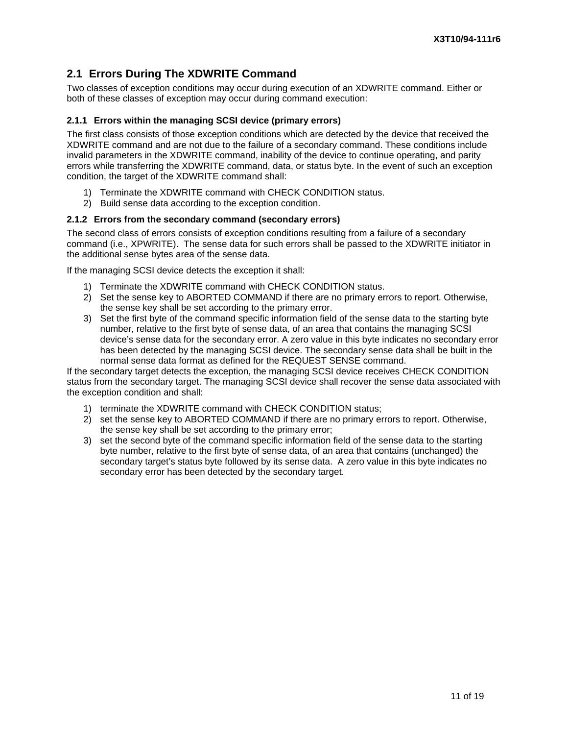## 2.1 Errors During The XDWRITE Command

Two classes of exception conditions may occur during execution of an XDWRITE command. Either or both of these classes of exception may occur during command execution:

### 2.1.1 Errors within the managing SCSI device (primary errors)

The first class consists of those exception conditions which are detected by the device that received the XDWRITE command and are not due to the failure of a secondary command. These conditions include invalid parameters in the XDWRITE command, inability of the device to continue operating, and parity errors while transferring the XDWRITE command, data, or status byte. In the event of such an exception condition, the target of the XDWRITE command shall:

1) Terminate the XDWRITE command with CHECK CONDITION status.
2) Build sense data according to the exception condition.

### 2.1.2 Errors from the secondary command (secondary errors)

The second class of errors consists of exception conditions resulting from a failure of a secondary command (i.e., XPWRITE). The sense data for such errors shall be passed to the XDWRITE initiator in the additional sense bytes area of the sense data.

If the managing SCSI device detects the exception it shall:

1) Terminate the XDWRITE command with CHECK CONDITION status.
2) Set the sense key to ABORTED COMMAND if there are no primary errors to report. Otherwise, the sense key shall be set according to the primary error.
3) Set the first byte of the command specific information field of the sense data to the starting byte number, relative to the first byte of sense data, of an area that contains the managing SCSI device's sense data for the secondary error. A zero value in this byte indicates no secondary error has been detected by the managing SCSI device. The secondary sense data shall be built in the normal sense data format as defined for the REQUEST SENSE command.

If the secondary target detects the exception, the managing SCSI device receives CHECK CONDITION status from the secondary target. The managing SCSI device shall recover the sense data associated with the exception condition and shall:

1) terminate the XDWRITE command with CHECK CONDITION status;
2) set the sense key to ABORTED COMMAND if there are no primary errors to report. Otherwise, the sense key shall be set according to the primary error;
3) set the second byte of the command specific information field of the sense data to the starting byte number, relative to the first byte of sense data, of an area that contains (unchanged) the secondary target's status byte followed by its sense data. A zero value in this byte indicates no secondary error has been detected by the secondary target.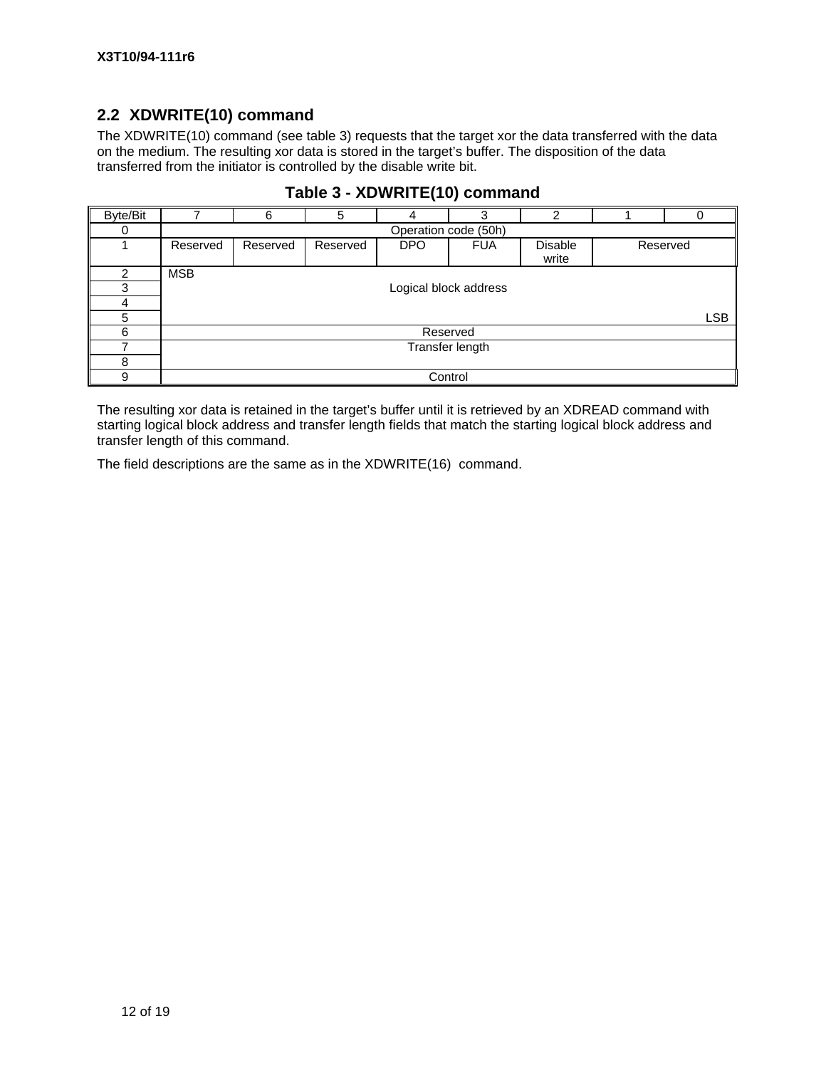## 2.2 XDWRITE(10) command

The XDWRITE(10) command (see table 3) requests that the target xor the data transferred with the data on the medium. The resulting xor data is stored in the target's buffer. The disposition of the data transferred from the initiator is controlled by the disable write bit.

**Table 3 - XDWRITE(10) command**

| Byte/Bit | 7 | 6 | 5 | 4 | 3 | 2 | 1 | 0 |
|---|---|---|---|---|---|---|---|---|
| 0 | Operation code (50h) | | | | | | | |
| 1 | Reserved | Reserved | Reserved | DPO | FUA | Disable write | Reserved | |
| 2 | MSB | | | | | | | |
| 3 | Logical block address | | | | | | | |
| 4 | | | | | | | | |
| 5 | | | | | | | | LSB |
| 6 | Reserved | | | | | | | |
| 7 | Transfer length | | | | | | | |
| 8 | | | | | | | | |
| 9 | Control | | | | | | | |

The resulting xor data is retained in the target's buffer until it is retrieved by an XDREAD command with starting logical block address and transfer length fields that match the starting logical block address and transfer length of this command.

The field descriptions are the same as in the XDWRITE(16) command.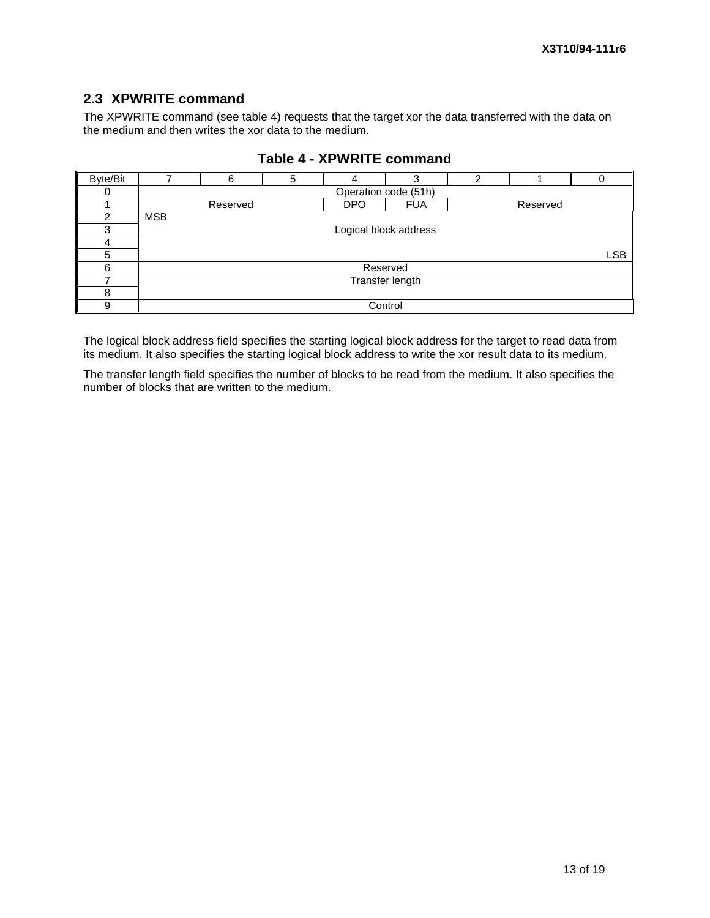## 2.3 XPWRITE command

The XPWRITE command (see table 4) requests that the target xor the data transferred with the data on the medium and then writes the xor data to the medium.

**Table 4 - XPWRITE command**

| Byte/Bit | 7 | 6 | 5 | 4 | 3 | 2 | 1 | 0 |
|---|---|---|---|---|---|---|---|---|
| 0 | Operation code (51h) | | | | | | | |
| 1 | Reserved | | | DPO | FUA | Reserved | | |
| 2 | MSB | | | | | | | |
| 3 | Logical block address | | | | | | | |
| 4 | | | | | | | | |
| 5 | | | | | | | | LSB |
| 6 | Reserved | | | | | | | |
| 7 | Transfer length | | | | | | | |
| 8 | | | | | | | | |
| 9 | Control | | | | | | | |

The logical block address field specifies the starting logical block address for the target to read data from its medium. It also specifies the starting logical block address to write the xor result data to its medium.

The transfer length field specifies the number of blocks to be read from the medium. It also specifies the number of blocks that are written to the medium.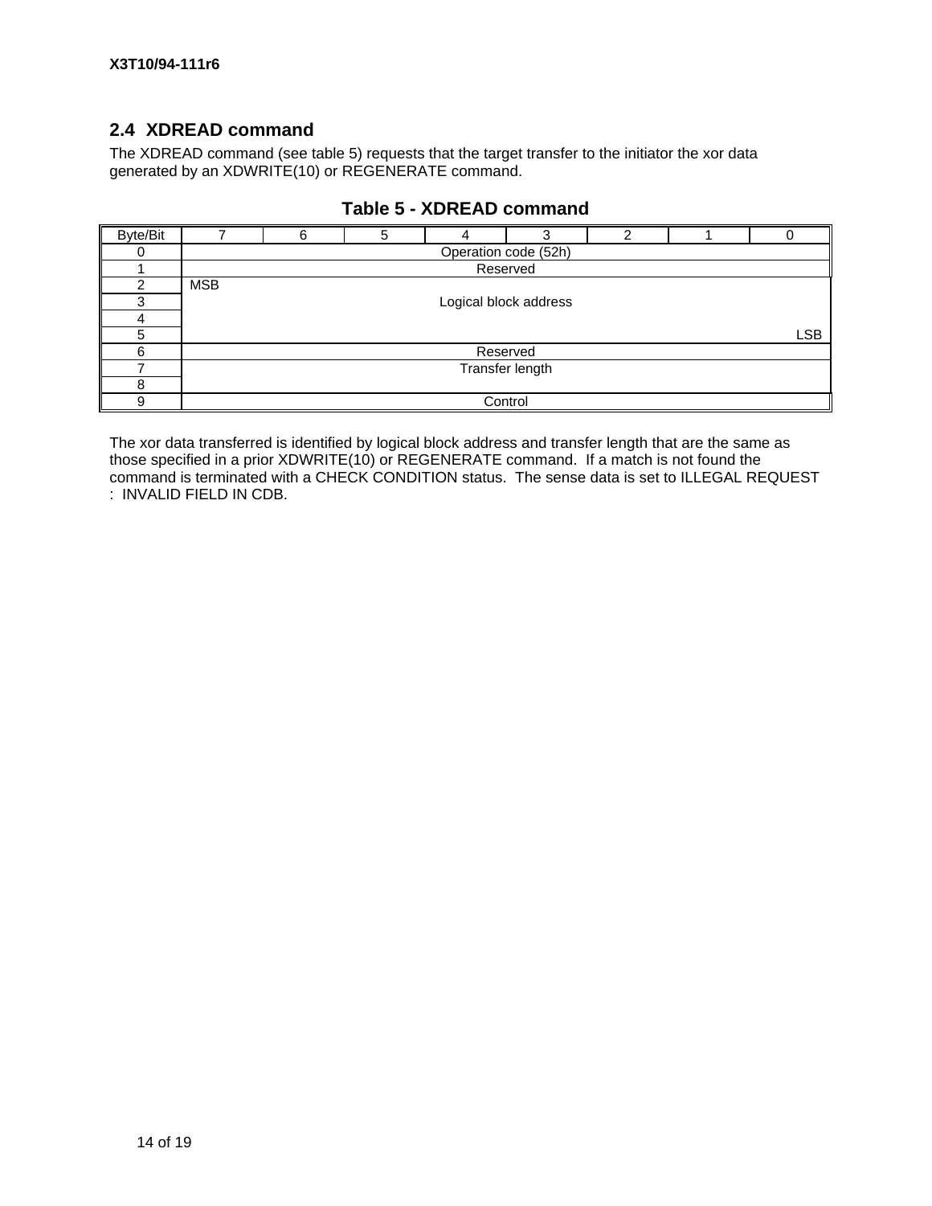## 2.4 XDREAD command

The XDREAD command (see table 5) requests that the target transfer to the initiator the xor data generated by an XDWRITE(10) or REGENERATE command.

**Table 5 - XDREAD command**

| Byte/Bit | 7 | 6 | 5 | 4 | 3 | 2 | 1 | 0 |
|---|---|---|---|---|---|---|---|---|
| 0 | Operation code (52h) | | | | | | | |
| 1 | Reserved | | | | | | | |
| 2 | MSB | | | | | | | |
| 3 | Logical block address | | | | | | | |
| 4 | | | | | | | | |
| 5 | | | | | | | | LSB |
| 6 | Reserved | | | | | | | |
| 7 | Transfer length | | | | | | | |
| 8 | | | | | | | | |
| 9 | Control | | | | | | | |

The xor data transferred is identified by logical block address and transfer length that are the same as those specified in a prior XDWRITE(10) or REGENERATE command. If a match is not found the command is terminated with a CHECK CONDITION status. The sense data is set to ILLEGAL REQUEST : INVALID FIELD IN CDB.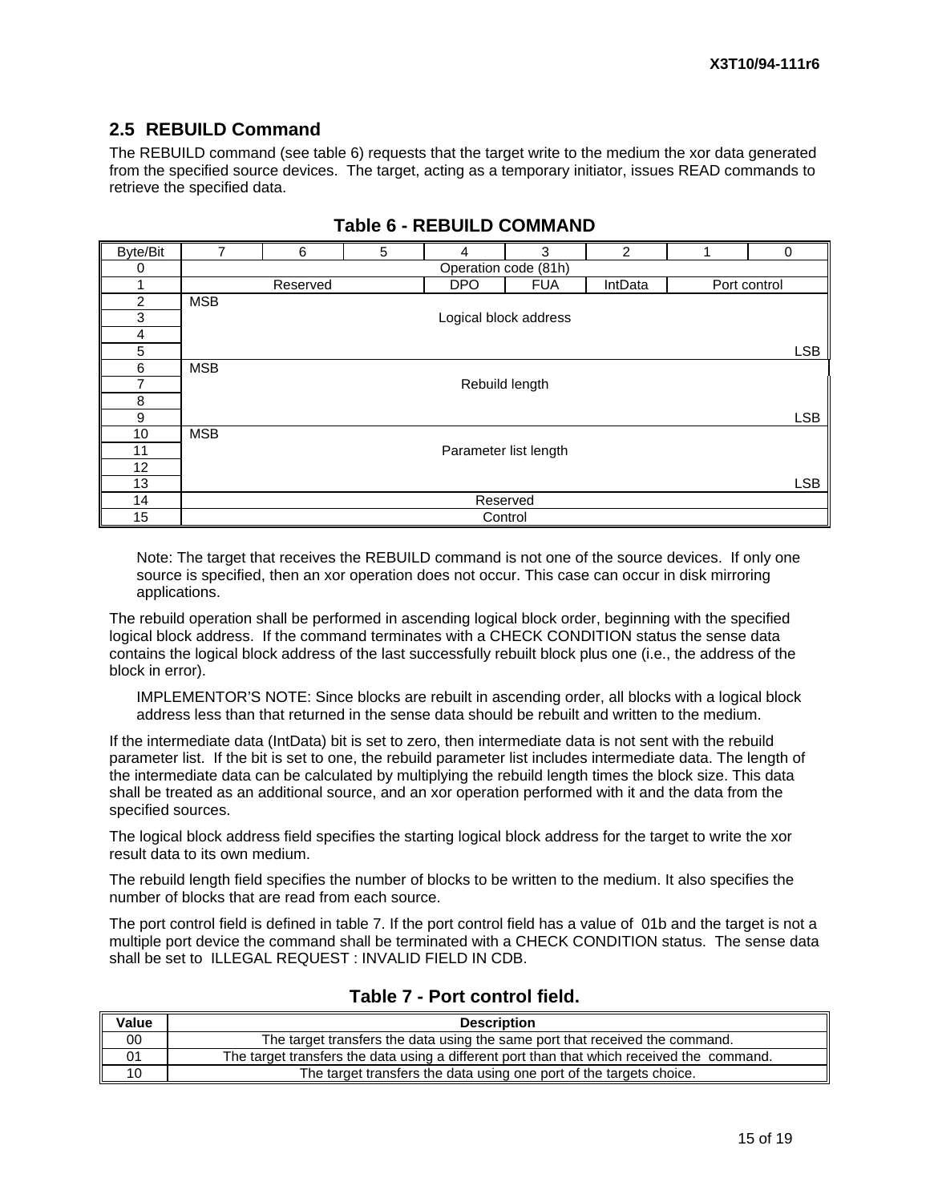## 2.5 REBUILD Command

The REBUILD command (see table 6) requests that the target write to the medium the xor data generated from the specified source devices. The target, acting as a temporary initiator, issues READ commands to retrieve the specified data.

**Table 6 - REBUILD COMMAND**

| Byte/Bit | 7 | 6 | 5 | 4 | 3 | 2 | 1 | 0 |
|---|---|---|---|---|---|---|---|---|
| 0 | Operation code (81h) | | | | | | | |
| 1 | Reserved | | | DPO | FUA | IntData | Port control | |
| 2 | MSB | | | | | | | |
| 3 | Logical block address | | | | | | | |
| 4 | | | | | | | | |
| 5 | | | | | | | | LSB |
| 6 | MSB | | | | | | | |
| 7 | Rebuild length | | | | | | | |
| 8 | | | | | | | | |
| 9 | | | | | | | | LSB |
| 10 | MSB | | | | | | | |
| 11 | Parameter list length | | | | | | | |
| 12 | | | | | | | | |
| 13 | | | | | | | | LSB |
| 14 | Reserved | | | | | | | |
| 15 | Control | | | | | | | |

Note: The target that receives the REBUILD command is not one of the source devices. If only one source is specified, then an xor operation does not occur. This case can occur in disk mirroring applications.

The rebuild operation shall be performed in ascending logical block order, beginning with the specified logical block address. If the command terminates with a CHECK CONDITION status the sense data contains the logical block address of the last successfully rebuilt block plus one (i.e., the address of the block in error).

IMPLEMENTOR'S NOTE: Since blocks are rebuilt in ascending order, all blocks with a logical block address less than that returned in the sense data should be rebuilt and written to the medium.

If the intermediate data (IntData) bit is set to zero, then intermediate data is not sent with the rebuild parameter list. If the bit is set to one, the rebuild parameter list includes intermediate data. The length of the intermediate data can be calculated by multiplying the rebuild length times the block size. This data shall be treated as an additional source, and an xor operation performed with it and the data from the specified sources.

The logical block address field specifies the starting logical block address for the target to write the xor result data to its own medium.

The rebuild length field specifies the number of blocks to be written to the medium. It also specifies the number of blocks that are read from each source.

The port control field is defined in table 7. If the port control field has a value of 01b and the target is not a multiple port device the command shall be terminated with a CHECK CONDITION status. The sense data shall be set to ILLEGAL REQUEST : INVALID FIELD IN CDB.

**Table 7 - Port control field.**

| Value | Description |
|---|---|
| 00 | The target transfers the data using the same port that received the command. |
| 01 | The target transfers the data using a different port than that which received the command. |
| 10 | The target transfers the data using one port of the targets choice. |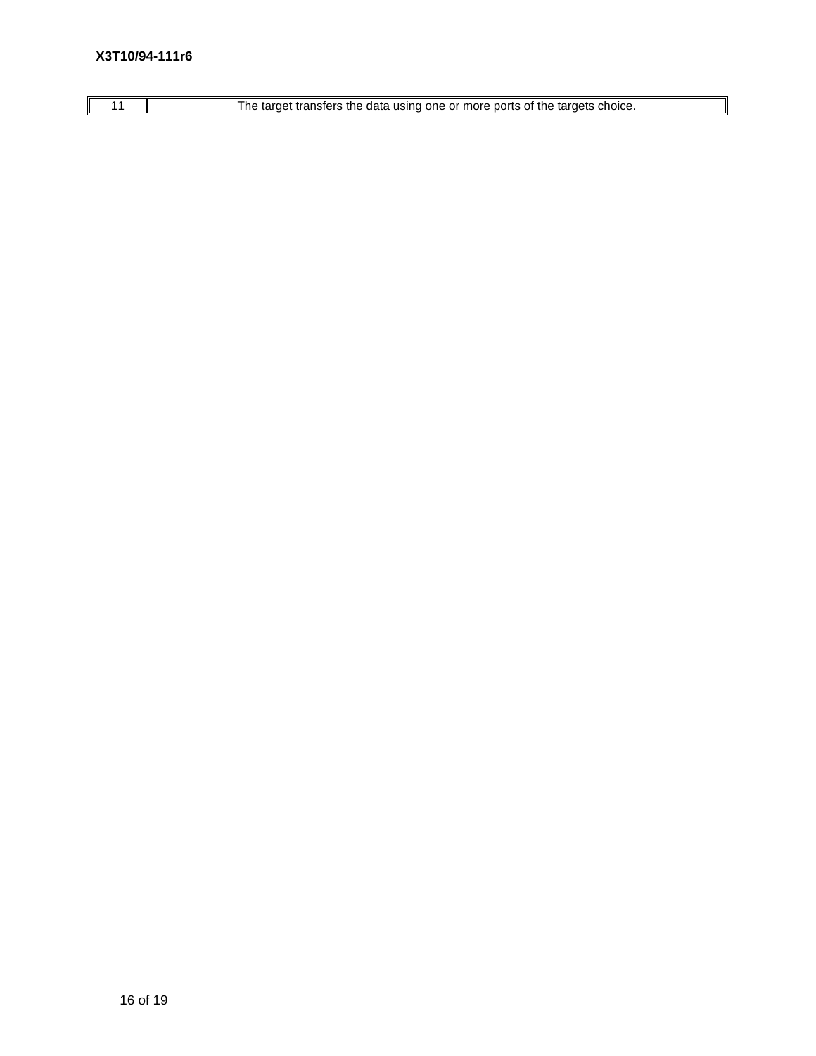| 11 | The target transfers the data using one or more ports of the targets choice. |
|---|---|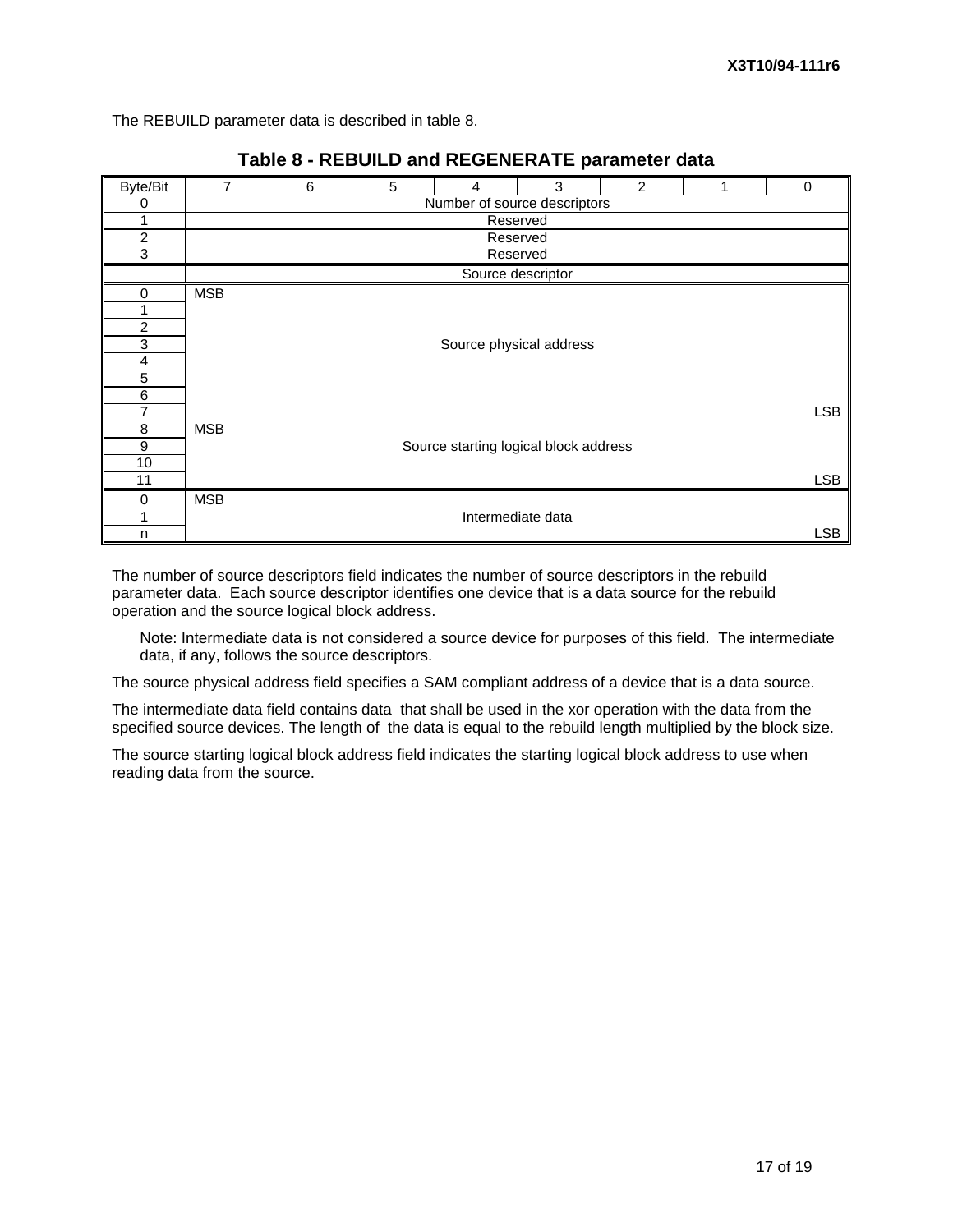The REBUILD parameter data is described in table 8.

**Table 8 - REBUILD and REGENERATE parameter data**

| Byte/Bit | 7 | 6 | 5 | 4 | 3 | 2 | 1 | 0 |
|---|---|---|---|---|---|---|---|---|
| 0 | Number of source descriptors | | | | | | | |
| 1 | Reserved | | | | | | | |
| 2 | Reserved | | | | | | | |
| 3 | Reserved | | | | | | | |
| | Source descriptor | | | | | | | |
| 0 | MSB | | | | | | | |
| 1 | | | | | | | | |
| 2 | | | | | | | | |
| 3 | Source physical address | | | | | | | |
| 4 | | | | | | | | |
| 5 | | | | | | | | |
| 6 | | | | | | | | |
| 7 | | | | | | | | LSB |
| 8 | MSB | | | | | | | |
| 9 | Source starting logical block address | | | | | | | |
| 10 | | | | | | | | |
| 11 | | | | | | | | LSB |
| 0 | MSB | | | | | | | |
| 1 | Intermediate data | | | | | | | |
| n | | | | | | | | LSB |

The number of source descriptors field indicates the number of source descriptors in the rebuild parameter data. Each source descriptor identifies one device that is a data source for the rebuild operation and the source logical block address.

> Note: Intermediate data is not considered a source device for purposes of this field. The intermediate data, if any, follows the source descriptors.

The source physical address field specifies a SAM compliant address of a device that is a data source.

The intermediate data field contains data that shall be used in the xor operation with the data from the specified source devices. The length of the data is equal to the rebuild length multiplied by the block size.

The source starting logical block address field indicates the starting logical block address to use when reading data from the source.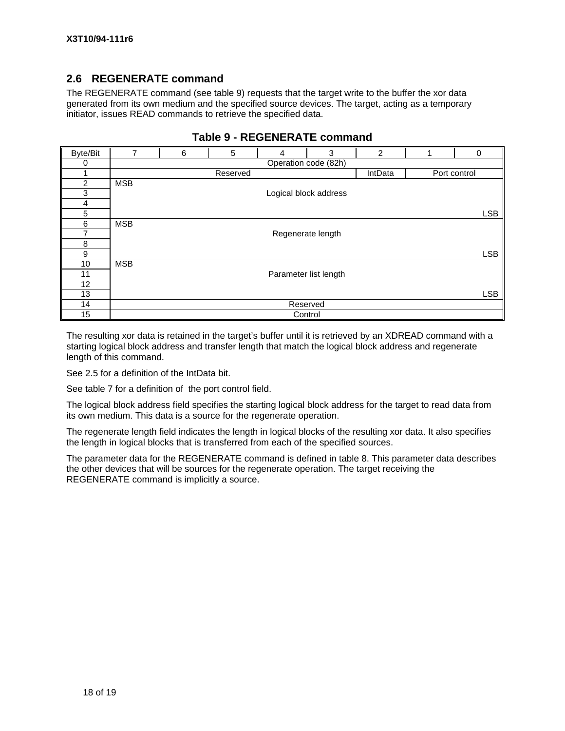## 2.6 REGENERATE command

The REGENERATE command (see table 9) requests that the target write to the buffer the xor data generated from its own medium and the specified source devices. The target, acting as a temporary initiator, issues READ commands to retrieve the specified data.

**Table 9 - REGENERATE command**

| Byte/Bit | 7 | 6 | 5 | 4 | 3 | 2 | 1 | 0 |
|---|---|---|---|---|---|---|---|---|
| 0 | Operation code (82h) | | | | | | | |
| 1 | Reserved | | | | | IntData | Port control | |
| 2 | MSB | | | | | | | |
| 3 | Logical block address | | | | | | | |
| 4 | | | | | | | | |
| 5 | | | | | | | | LSB |
| 6 | MSB | | | | | | | |
| 7 | Regenerate length | | | | | | | |
| 8 | | | | | | | | |
| 9 | | | | | | | | LSB |
| 10 | MSB | | | | | | | |
| 11 | Parameter list length | | | | | | | |
| 12 | | | | | | | | |
| 13 | | | | | | | | LSB |
| 14 | Reserved | | | | | | | |
| 15 | Control | | | | | | | |

The resulting xor data is retained in the target's buffer until it is retrieved by an XDREAD command with a starting logical block address and transfer length that match the logical block address and regenerate length of this command.

See 2.5 for a definition of the IntData bit.

See table 7 for a definition of the port control field.

The logical block address field specifies the starting logical block address for the target to read data from its own medium. This data is a source for the regenerate operation.

The regenerate length field indicates the length in logical blocks of the resulting xor data. It also specifies the length in logical blocks that is transferred from each of the specified sources.

The parameter data for the REGENERATE command is defined in table 8. This parameter data describes the other devices that will be sources for the regenerate operation. The target receiving the REGENERATE command is implicitly a source.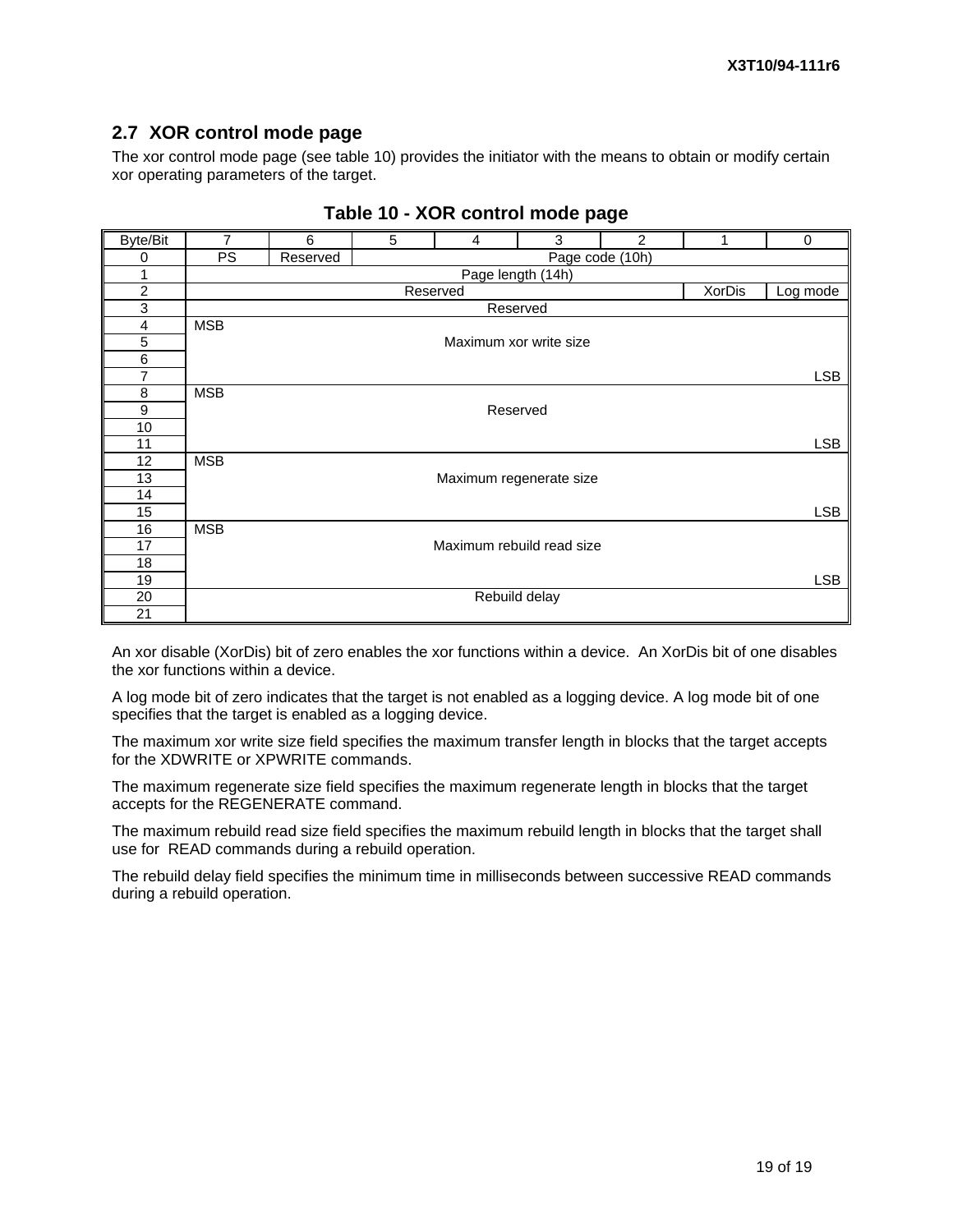## 2.7 XOR control mode page

The xor control mode page (see table 10) provides the initiator with the means to obtain or modify certain xor operating parameters of the target.

**Table 10 - XOR control mode page**

| Byte/Bit | 7 | 6 | 5 | 4 | 3 | 2 | 1 | 0 |
|---|---|---|---|---|---|---|---|---|
| 0 | PS | Reserved | Page code (10h) | | | | | |
| 1 | Page length (14h) | | | | | | | |
| 2 | Reserved | | | | | | XorDis | Log mode |
| 3 | Reserved | | | | | | | |
| 4 | MSB | | | | | | | |
| 5 | Maximum xor write size | | | | | | | |
| 6 | | | | | | | | |
| 7 | | | | | | | | LSB |
| 8 | MSB | | | | | | | |
| 9 | Reserved | | | | | | | |
| 10 | | | | | | | | |
| 11 | | | | | | | | LSB |
| 12 | MSB | | | | | | | |
| 13 | Maximum regenerate size | | | | | | | |
| 14 | | | | | | | | |
| 15 | | | | | | | | LSB |
| 16 | MSB | | | | | | | |
| 17 | Maximum rebuild read size | | | | | | | |
| 18 | | | | | | | | |
| 19 | | | | | | | | LSB |
| 20 | Rebuild delay | | | | | | | |
| 21 | | | | | | | | |

An xor disable (XorDis) bit of zero enables the xor functions within a device. An XorDis bit of one disables the xor functions within a device.

A log mode bit of zero indicates that the target is not enabled as a logging device. A log mode bit of one specifies that the target is enabled as a logging device.

The maximum xor write size field specifies the maximum transfer length in blocks that the target accepts for the XDWRITE or XPWRITE commands.

The maximum regenerate size field specifies the maximum regenerate length in blocks that the target accepts for the REGENERATE command.

The maximum rebuild read size field specifies the maximum rebuild length in blocks that the target shall use for READ commands during a rebuild operation.

The rebuild delay field specifies the minimum time in milliseconds between successive READ commands during a rebuild operation.